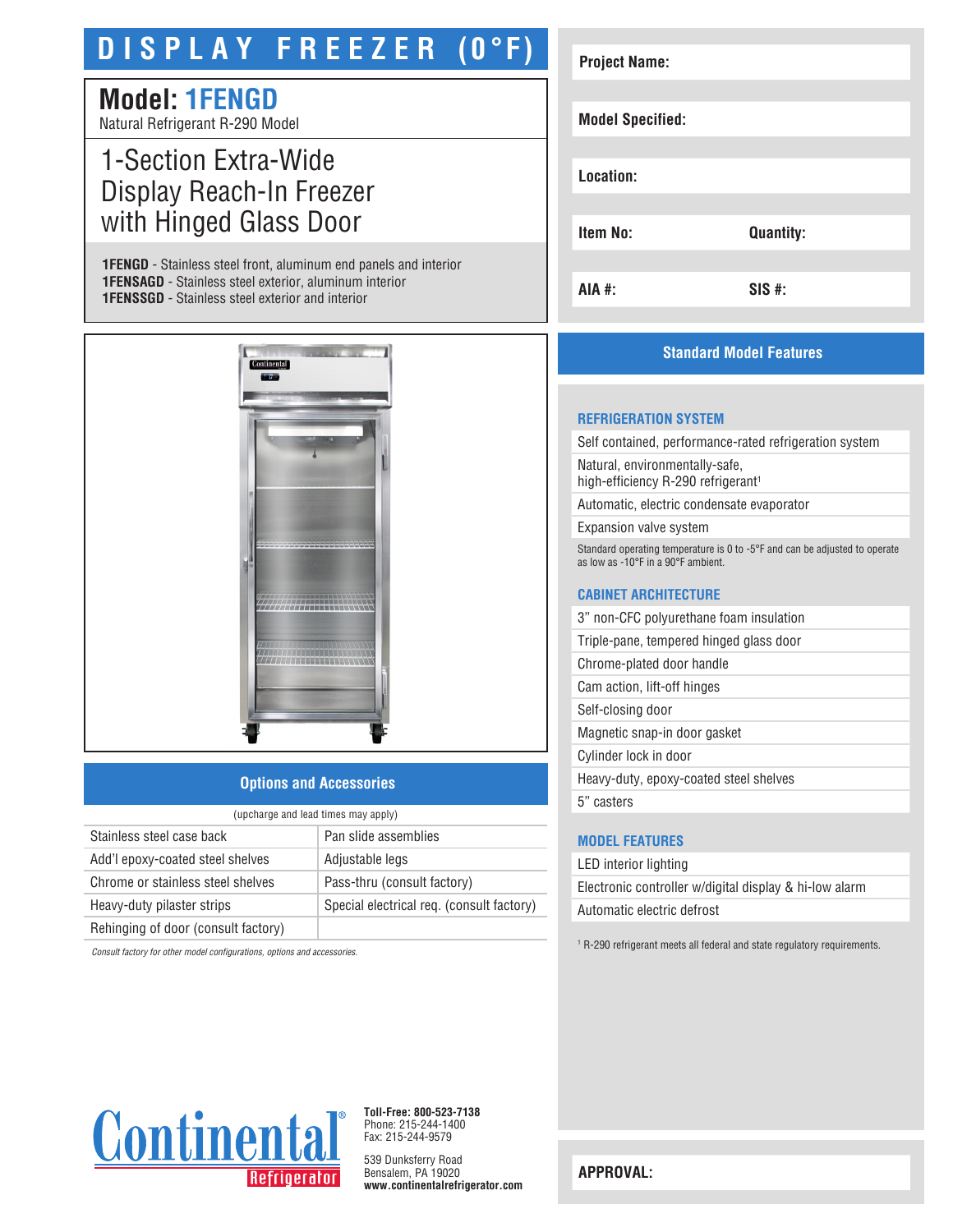# DISPLAY FREEZER (0°F)

## Model: 1FENGD

Natural Refrigerant R-290 Model

## 1-Section Extra-Wide Display Reach-In Freezer with Hinged Glass Door

**1FENGD** - Stainless steel front, aluminum end panels and interior
**1FENSAGD** - Stainless steel exterior, aluminum interior
**1FENSSGD** - Stainless steel exterior and interior

| | |
|---|---|
| **Project Name:** | |
| **Model Specified:** | |
| **Location:** | |
| **Item No:** | **Quantity:** |
| **AIA #:** | **SIS #:** |

## Options and Accessories

(upcharge and lead times may apply)

| | |
|---|---|
| Stainless steel case back | Pan slide assemblies |
| Add'l epoxy-coated steel shelves | Adjustable legs |
| Chrome or stainless steel shelves | Pass-thru (consult factory) |
| Heavy-duty pilaster strips | Special electrical req. (consult factory) |
| Rehinging of door (consult factory) | |

*Consult factory for other model configurations, options and accessories.*

## Standard Model Features

### REFRIGERATION SYSTEM

- Self contained, performance-rated refrigeration system
- Natural, environmentally-safe, high-efficiency R-290 refrigerant[1]
- Automatic, electric condensate evaporator
- Expansion valve system

Standard operating temperature is 0 to -5°F and can be adjusted to operate as low as -10°F in a 90°F ambient.

### CABINET ARCHITECTURE

- 3" non-CFC polyurethane foam insulation
- Triple-pane, tempered hinged glass door
- Chrome-plated door handle
- Cam action, lift-off hinges
- Self-closing door
- Magnetic snap-in door gasket
- Cylinder lock in door
- Heavy-duty, epoxy-coated steel shelves
- 5" casters

### MODEL FEATURES

- LED interior lighting
- Electronic controller w/digital display & hi-low alarm
- Automatic electric defrost

[1] R-290 refrigerant meets all federal and state regulatory requirements.

**Continental Refrigerator**

**Toll-Free: 800-523-7138**
Phone: 215-244-1400
Fax: 215-244-9579

539 Dunksferry Road
Bensalem, PA 19020
**www.continentalrefrigerator.com**

**APPROVAL:**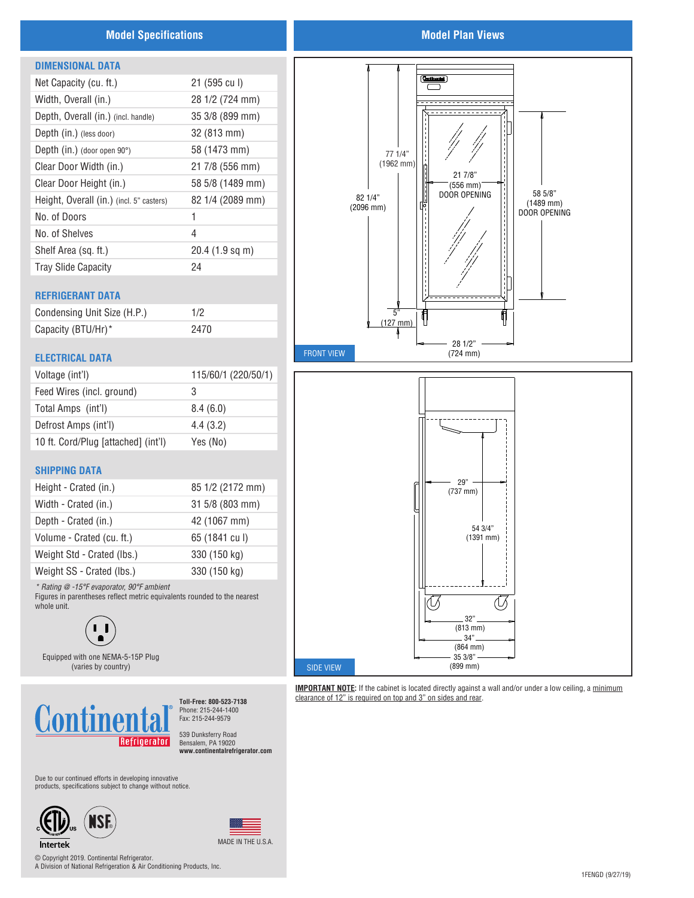## Model Specifications

### DIMENSIONAL DATA

| | |
|---|---|
| Net Capacity (cu. ft.) | 21 (595 cu l) |
| Width, Overall (in.) | 28 1/2 (724 mm) |
| Depth, Overall (in.) (incl. handle) | 35 3/8 (899 mm) |
| Depth (in.) (less door) | 32 (813 mm) |
| Depth (in.) (door open 90°) | 58 (1473 mm) |
| Clear Door Width (in.) | 21 7/8 (556 mm) |
| Clear Door Height (in.) | 58 5/8 (1489 mm) |
| Height, Overall (in.) (incl. 5" casters) | 82 1/4 (2089 mm) |
| No. of Doors | 1 |
| No. of Shelves | 4 |
| Shelf Area (sq. ft.) | 20.4 (1.9 sq m) |
| Tray Slide Capacity | 24 |

### REFRIGERANT DATA

| | |
|---|---|
| Condensing Unit Size (H.P.) | 1/2 |
| Capacity (BTU/Hr)* | 2470 |

### ELECTRICAL DATA

| | |
|---|---|
| Voltage (int'l) | 115/60/1 (220/50/1) |
| Feed Wires (incl. ground) | 3 |
| Total Amps (int'l) | 8.4 (6.0) |
| Defrost Amps (int'l) | 4.4 (3.2) |
| 10 ft. Cord/Plug [attached] (int'l) | Yes (No) |

### SHIPPING DATA

| | |
|---|---|
| Height - Crated (in.) | 85 1/2 (2172 mm) |
| Width - Crated (in.) | 31 5/8 (803 mm) |
| Depth - Crated (in.) | 42 (1067 mm) |
| Volume - Crated (cu. ft.) | 65 (1841 cu l) |
| Weight Std - Crated (lbs.) | 330 (150 kg) |
| Weight SS - Crated (lbs.) | 330 (150 kg) |

*\* Rating @ -15°F evaporator, 90°F ambient*

Figures in parentheses reflect metric equivalents rounded to the nearest whole unit.

Equipped with one NEMA-5-15P Plug (varies by country)

**Continental Refrigerator**

**Toll-Free: 800-523-7138**
Phone: 215-244-1400
Fax: 215-244-9579

539 Dunksferry Road
Bensalem, PA 19020
**www.continentalrefrigerator.com**

Due to our continued efforts in developing innovative products, specifications subject to change without notice.

Intertek

MADE IN THE U.S.A.

© Copyright 2019. Continental Refrigerator.
A Division of National Refrigeration & Air Conditioning Products, Inc.

## Model Plan Views

FRONT VIEW

77 1/4" (1962 mm)
82 1/4" (2096 mm)
21 7/8" (556 mm) DOOR OPENING
58 5/8" (1489 mm) DOOR OPENING
5" (127 mm)
28 1/2" (724 mm)

SIDE VIEW

29" (737 mm)
54 3/4" (1391 mm)
32" (813 mm)
34" (864 mm)
35 3/8" (899 mm)

**IMPORTANT NOTE:** If the cabinet is located directly against a wall and/or under a low ceiling, a minimum clearance of 12" is required on top and 3" on sides and rear.

1FENGD (9/27/19)